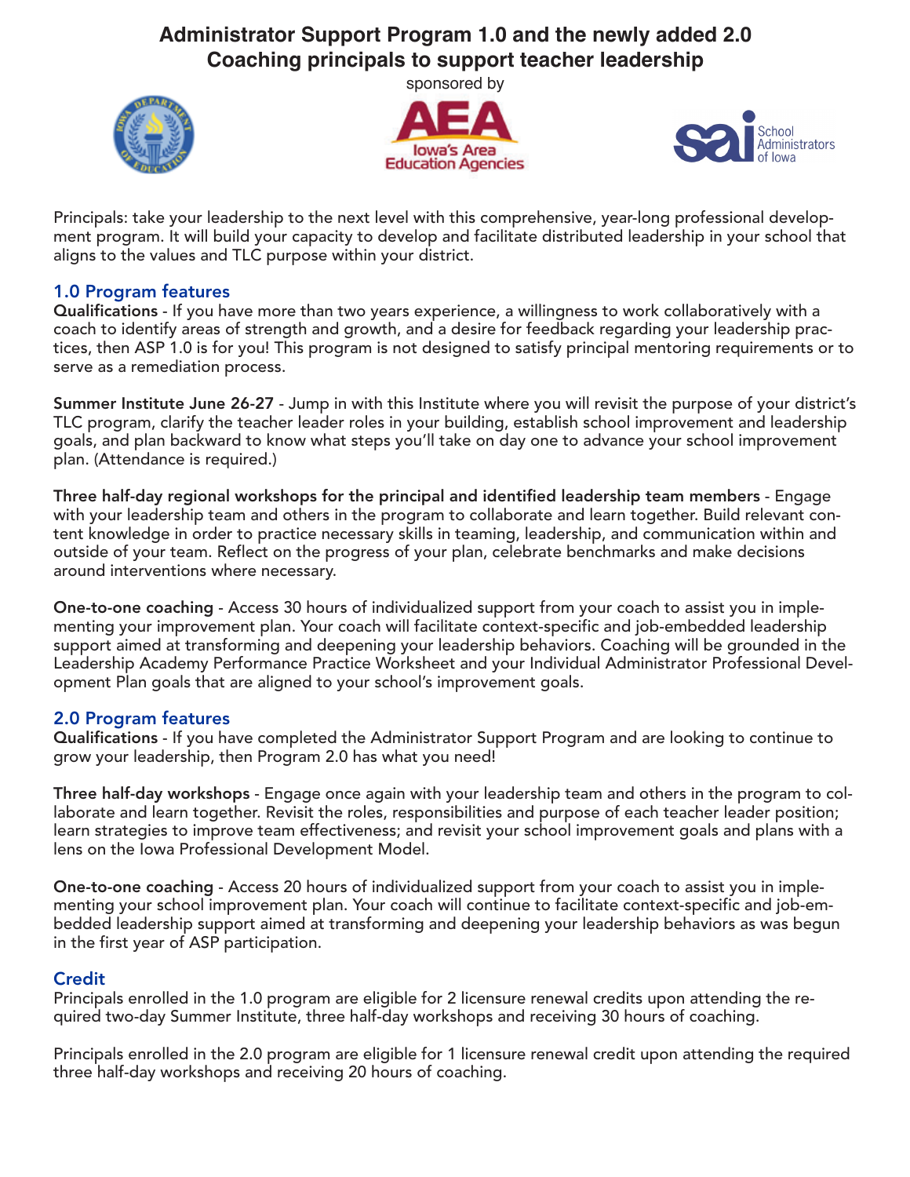# Administrator Support Program 1.0 and the newly added 2.0
# Coaching principals to support teacher leadership

sponsored by

AEA Iowa's Area Education Agencies

School Administrators of Iowa

Principals: take your leadership to the next level with this comprehensive, year-long professional development program. It will build your capacity to develop and facilitate distributed leadership in your school that aligns to the values and TLC purpose within your district.

## 1.0 Program features

**Qualifications** - If you have more than two years experience, a willingness to work collaboratively with a coach to identify areas of strength and growth, and a desire for feedback regarding your leadership practices, then ASP 1.0 is for you! This program is not designed to satisfy principal mentoring requirements or to serve as a remediation process.

**Summer Institute June 26-27** - Jump in with this Institute where you will revisit the purpose of your district's TLC program, clarify the teacher leader roles in your building, establish school improvement and leadership goals, and plan backward to know what steps you'll take on day one to advance your school improvement plan. (Attendance is required.)

**Three half-day regional workshops for the principal and identified leadership team members** - Engage with your leadership team and others in the program to collaborate and learn together. Build relevant content knowledge in order to practice necessary skills in teaming, leadership, and communication within and outside of your team. Reflect on the progress of your plan, celebrate benchmarks and make decisions around interventions where necessary.

**One-to-one coaching** - Access 30 hours of individualized support from your coach to assist you in implementing your improvement plan. Your coach will facilitate context-specific and job-embedded leadership support aimed at transforming and deepening your leadership behaviors. Coaching will be grounded in the Leadership Academy Performance Practice Worksheet and your Individual Administrator Professional Development Plan goals that are aligned to your school's improvement goals.

## 2.0 Program features

**Qualifications** - If you have completed the Administrator Support Program and are looking to continue to grow your leadership, then Program 2.0 has what you need!

**Three half-day workshops** - Engage once again with your leadership team and others in the program to collaborate and learn together. Revisit the roles, responsibilities and purpose of each teacher leader position; learn strategies to improve team effectiveness; and revisit your school improvement goals and plans with a lens on the Iowa Professional Development Model.

**One-to-one coaching** - Access 20 hours of individualized support from your coach to assist you in implementing your school improvement plan. Your coach will continue to facilitate context-specific and job-embedded leadership support aimed at transforming and deepening your leadership behaviors as was begun in the first year of ASP participation.

## Credit

Principals enrolled in the 1.0 program are eligible for 2 licensure renewal credits upon attending the required two-day Summer Institute, three half-day workshops and receiving 30 hours of coaching.

Principals enrolled in the 2.0 program are eligible for 1 licensure renewal credit upon attending the required three half-day workshops and receiving 20 hours of coaching.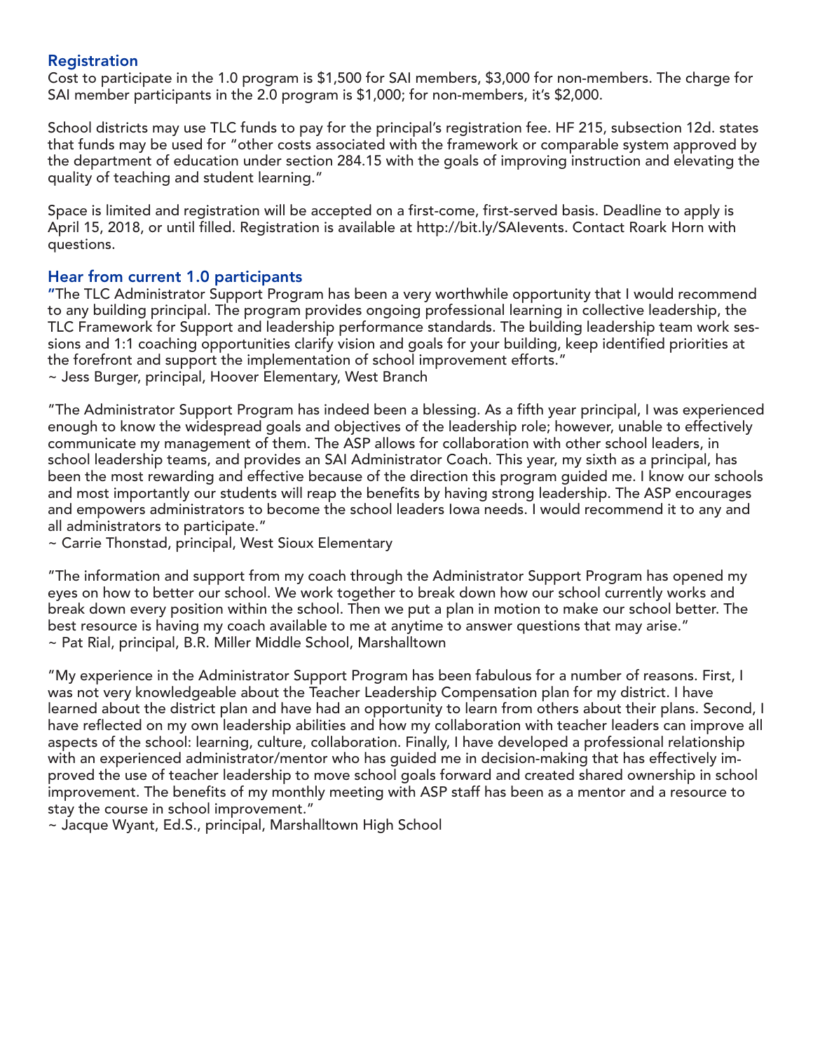## Registration

Cost to participate in the 1.0 program is $1,500 for SAI members, $3,000 for non-members. The charge for SAI member participants in the 2.0 program is $1,000; for non-members, it's $2,000.

School districts may use TLC funds to pay for the principal's registration fee. HF 215, subsection 12d. states that funds may be used for "other costs associated with the framework or comparable system approved by the department of education under section 284.15 with the goals of improving instruction and elevating the quality of teaching and student learning."

Space is limited and registration will be accepted on a first-come, first-served basis. Deadline to apply is April 15, 2018, or until filled. Registration is available at http://bit.ly/SAIevents. Contact Roark Horn with questions.

## Hear from current 1.0 participants

"The TLC Administrator Support Program has been a very worthwhile opportunity that I would recommend to any building principal. The program provides ongoing professional learning in collective leadership, the TLC Framework for Support and leadership performance standards. The building leadership team work sessions and 1:1 coaching opportunities clarify vision and goals for your building, keep identified priorities at the forefront and support the implementation of school improvement efforts."
~ Jess Burger, principal, Hoover Elementary, West Branch

"The Administrator Support Program has indeed been a blessing. As a fifth year principal, I was experienced enough to know the widespread goals and objectives of the leadership role; however, unable to effectively communicate my management of them. The ASP allows for collaboration with other school leaders, in school leadership teams, and provides an SAI Administrator Coach. This year, my sixth as a principal, has been the most rewarding and effective because of the direction this program guided me. I know our schools and most importantly our students will reap the benefits by having strong leadership. The ASP encourages and empowers administrators to become the school leaders Iowa needs. I would recommend it to any and all administrators to participate."
~ Carrie Thonstad, principal, West Sioux Elementary

"The information and support from my coach through the Administrator Support Program has opened my eyes on how to better our school. We work together to break down how our school currently works and break down every position within the school. Then we put a plan in motion to make our school better. The best resource is having my coach available to me at anytime to answer questions that may arise."
~ Pat Rial, principal, B.R. Miller Middle School, Marshalltown

"My experience in the Administrator Support Program has been fabulous for a number of reasons. First, I was not very knowledgeable about the Teacher Leadership Compensation plan for my district. I have learned about the district plan and have had an opportunity to learn from others about their plans. Second, I have reflected on my own leadership abilities and how my collaboration with teacher leaders can improve all aspects of the school: learning, culture, collaboration. Finally, I have developed a professional relationship with an experienced administrator/mentor who has guided me in decision-making that has effectively improved the use of teacher leadership to move school goals forward and created shared ownership in school improvement. The benefits of my monthly meeting with ASP staff has been as a mentor and a resource to stay the course in school improvement."
~ Jacque Wyant, Ed.S., principal, Marshalltown High School